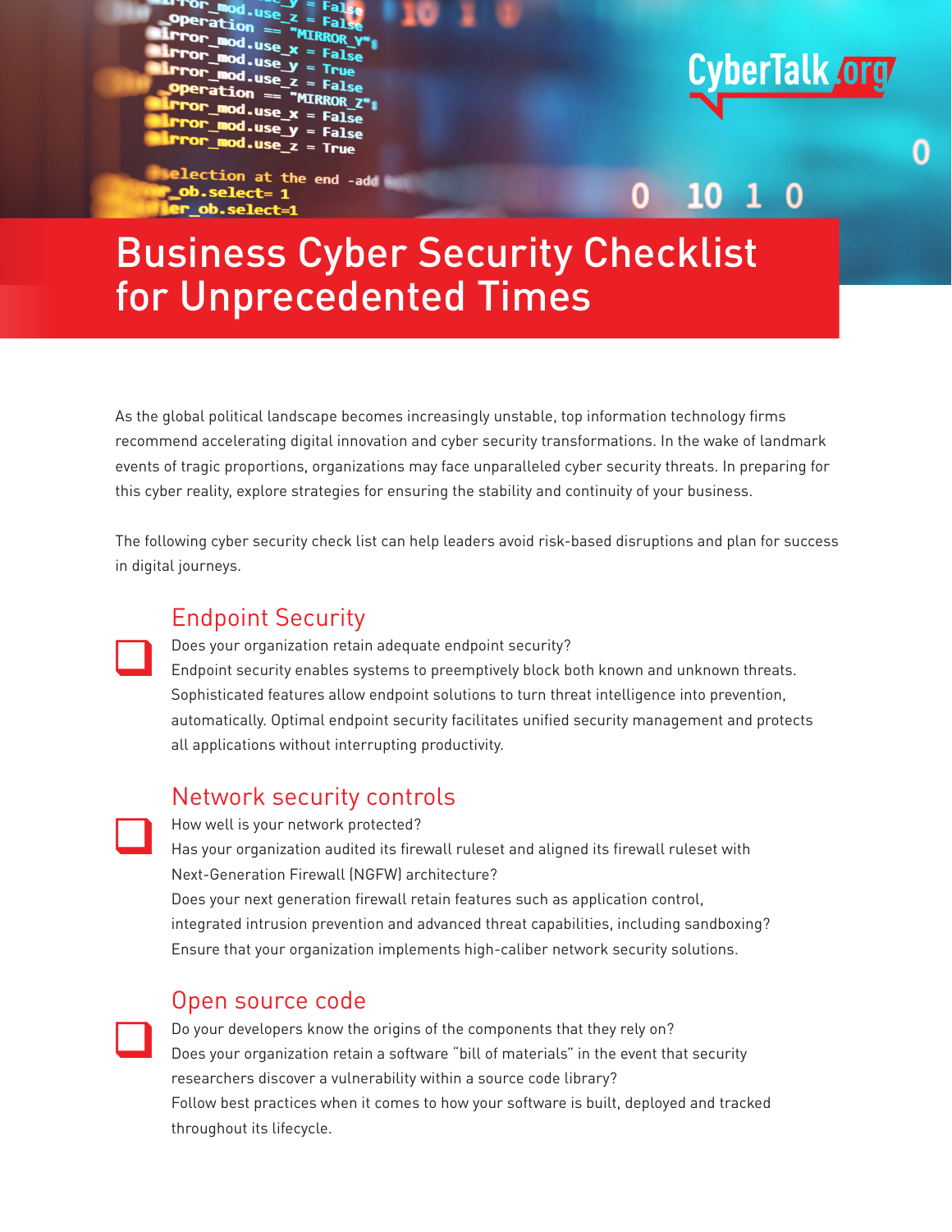# Business Cyber Security Checklist for Unprecedented Times

As the global political landscape becomes increasingly unstable, top information technology firms recommend accelerating digital innovation and cyber security transformations. In the wake of landmark events of tragic proportions, organizations may face unparalleled cyber security threats. In preparing for this cyber reality, explore strategies for ensuring the stability and continuity of your business.

The following cyber security check list can help leaders avoid risk-based disruptions and plan for success in digital journeys.

## Endpoint Security

- [ ] Does your organization retain adequate endpoint security?
Endpoint security enables systems to preemptively block both known and unknown threats. Sophisticated features allow endpoint solutions to turn threat intelligence into prevention, automatically. Optimal endpoint security facilitates unified security management and protects all applications without interrupting productivity.

## Network security controls

- [ ] How well is your network protected?
Has your organization audited its firewall ruleset and aligned its firewall ruleset with Next-Generation Firewall (NGFW) architecture?
Does your next generation firewall retain features such as application control, integrated intrusion prevention and advanced threat capabilities, including sandboxing?
Ensure that your organization implements high-caliber network security solutions.

## Open source code

- [ ] Do your developers know the origins of the components that they rely on?
Does your organization retain a software "bill of materials" in the event that security researchers discover a vulnerability within a source code library?
Follow best practices when it comes to how your software is built, deployed and tracked throughout its lifecycle.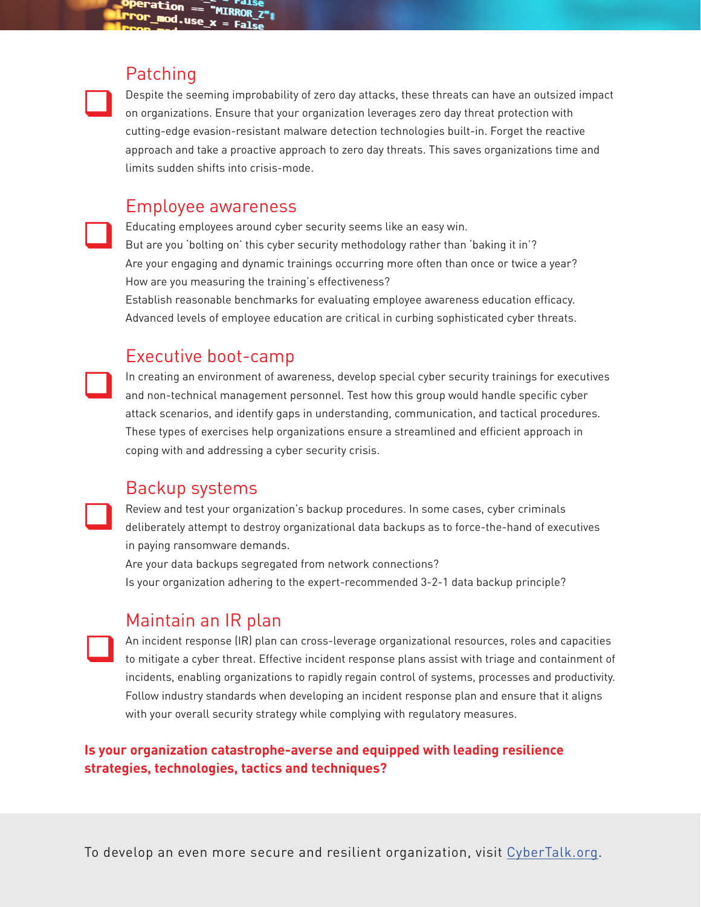## Patching

Despite the seeming improbability of zero day attacks, these threats can have an outsized impact on organizations. Ensure that your organization leverages zero day threat protection with cutting-edge evasion-resistant malware detection technologies built-in. Forget the reactive approach and take a proactive approach to zero day threats. This saves organizations time and limits sudden shifts into crisis-mode.

## Employee awareness

Educating employees around cyber security seems like an easy win.
But are you 'bolting on' this cyber security methodology rather than 'baking it in'?
Are your engaging and dynamic trainings occurring more often than once or twice a year?
How are you measuring the training's effectiveness?
Establish reasonable benchmarks for evaluating employee awareness education efficacy.
Advanced levels of employee education are critical in curbing sophisticated cyber threats.

## Executive boot-camp

In creating an environment of awareness, develop special cyber security trainings for executives and non-technical management personnel. Test how this group would handle specific cyber attack scenarios, and identify gaps in understanding, communication, and tactical procedures. These types of exercises help organizations ensure a streamlined and efficient approach in coping with and addressing a cyber security crisis.

## Backup systems

Review and test your organization's backup procedures. In some cases, cyber criminals deliberately attempt to destroy organizational data backups as to force-the-hand of executives in paying ransomware demands.
Are your data backups segregated from network connections?
Is your organization adhering to the expert-recommended 3-2-1 data backup principle?

## Maintain an IR plan

An incident response (IR) plan can cross-leverage organizational resources, roles and capacities to mitigate a cyber threat. Effective incident response plans assist with triage and containment of incidents, enabling organizations to rapidly regain control of systems, processes and productivity. Follow industry standards when developing an incident response plan and ensure that it aligns with your overall security strategy while complying with regulatory measures.

**Is your organization catastrophe-averse and equipped with leading resilience strategies, technologies, tactics and techniques?**

To develop an even more secure and resilient organization, visit CyberTalk.org.